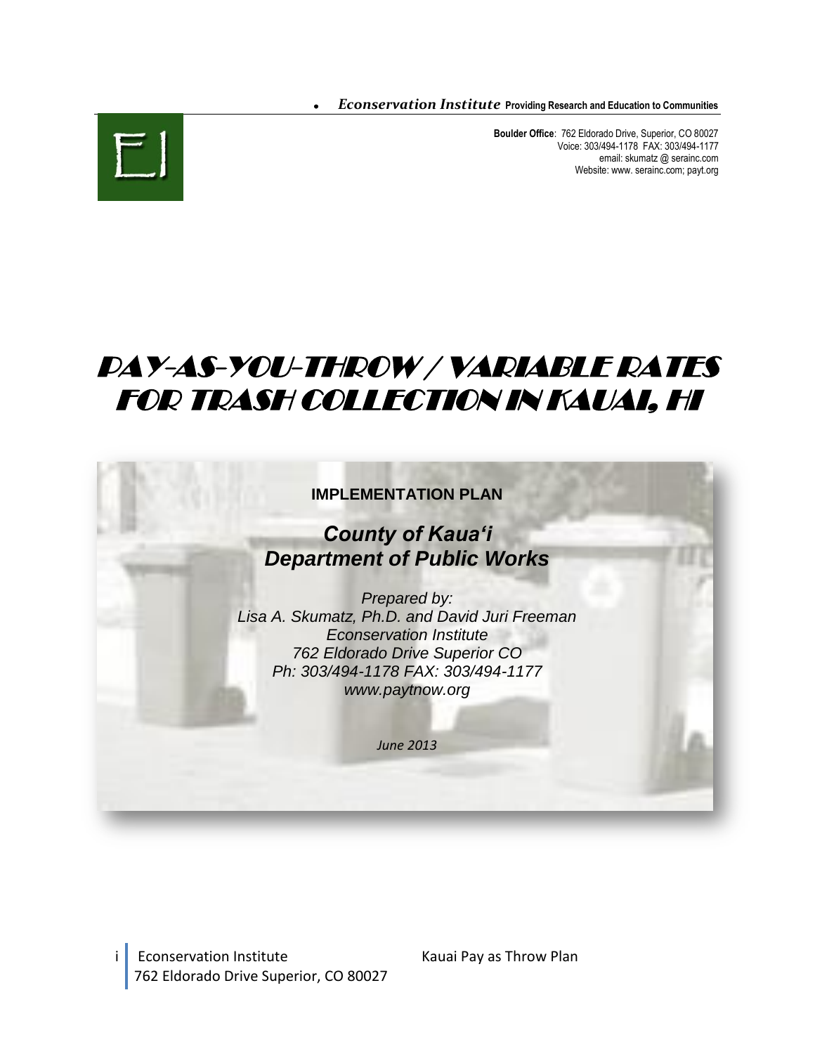*Econservation Institute* **Providing Research and Education to Communities**

**Boulder Office**: 762 Eldorado Drive, Superior, CO 80027
Voice: 303/494-1178 FAX: 303/494-1177
email: skumatz @ serainc.com
Website: www. serainc.com; payt.org

# PAY-AS-YOU-THROW / VARIABLE RATES FOR TRASH COLLECTION IN KAUAI, HI

**IMPLEMENTATION PLAN**

***County of Kaua'i***
***Department of Public Works***

*Prepared by:*
*Lisa A. Skumatz, Ph.D. and David Juri Freeman*
*Econservation Institute*
*762 Eldorado Drive Superior CO*
*Ph: 303/494-1178 FAX: 303/494-1177*
*www.paytnow.org*

*June 2013*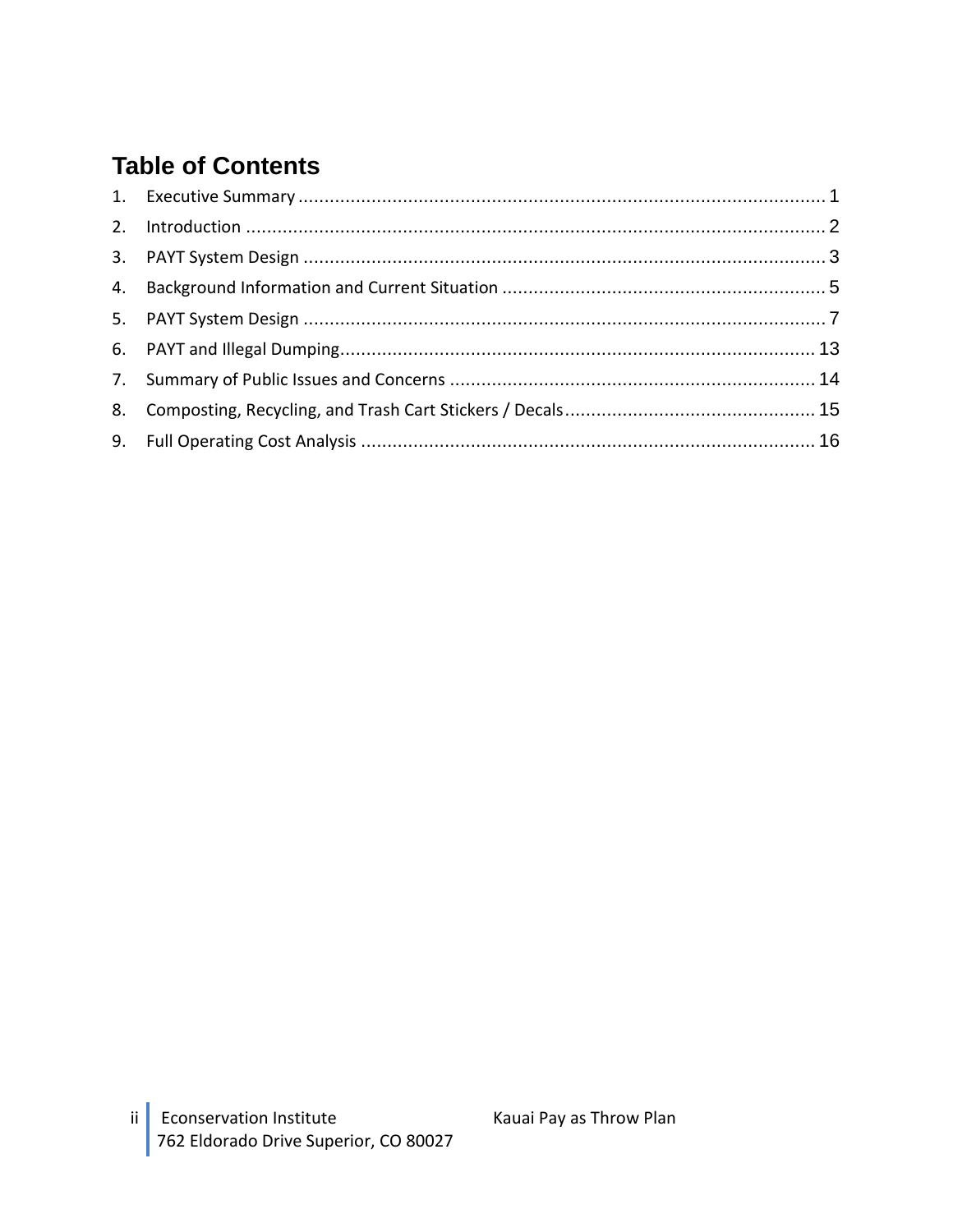# Table of Contents

1. Executive Summary ..................................................................................................... 1
2. Introduction ............................................................................................................... 2
3. PAYT System Design .................................................................................................... 3
4. Background Information and Current Situation ............................................................ 5
5. PAYT System Design .................................................................................................... 7
6. PAYT and Illegal Dumping........................................................................................... 13
7. Summary of Public Issues and Concerns ..................................................................... 14
8. Composting, Recycling, and Trash Cart Stickers / Decals............................................... 15
9. Full Operating Cost Analysis ....................................................................................... 16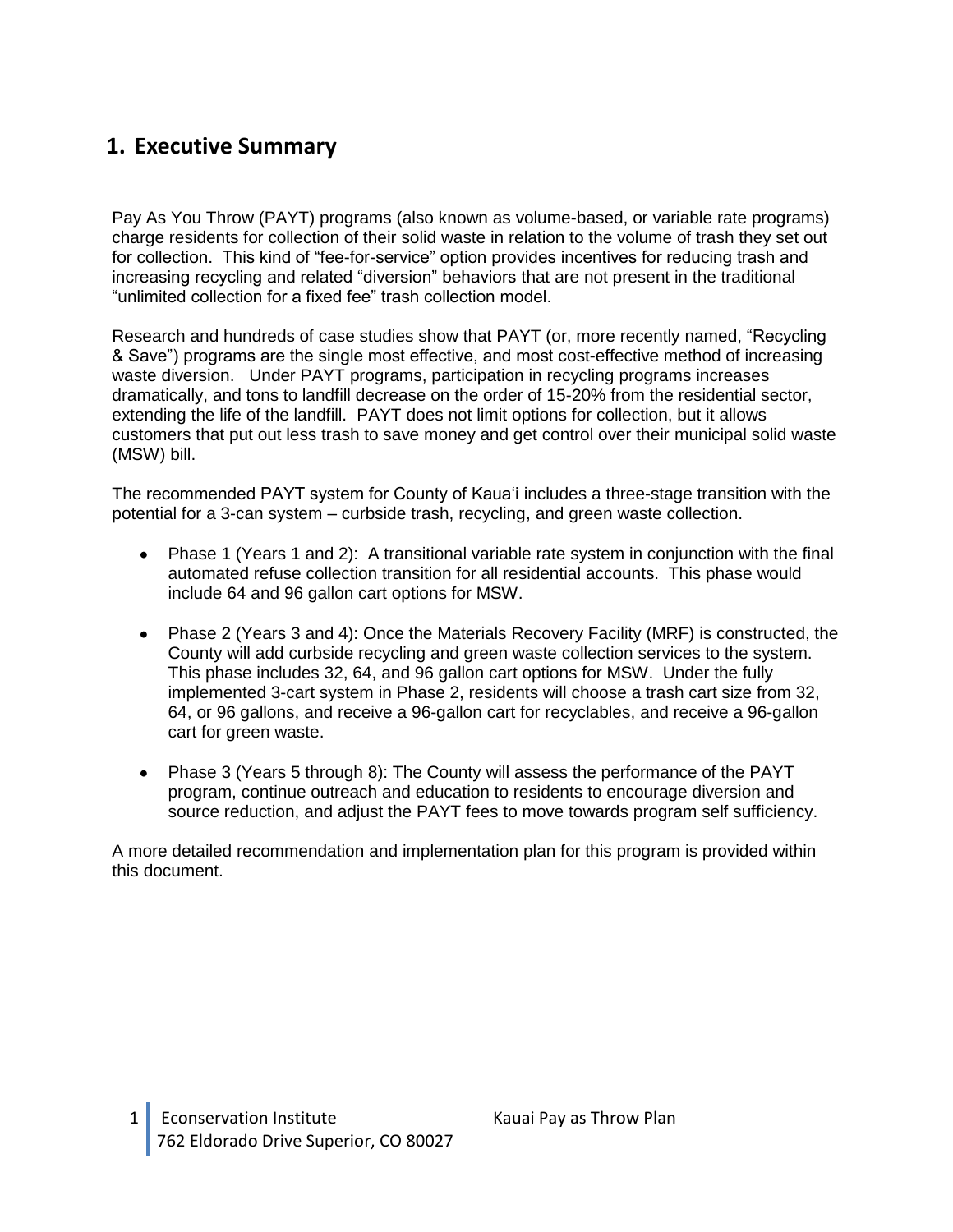## 1. Executive Summary

Pay As You Throw (PAYT) programs (also known as volume-based, or variable rate programs) charge residents for collection of their solid waste in relation to the volume of trash they set out for collection. This kind of "fee-for-service" option provides incentives for reducing trash and increasing recycling and related "diversion" behaviors that are not present in the traditional "unlimited collection for a fixed fee" trash collection model.

Research and hundreds of case studies show that PAYT (or, more recently named, "Recycling & Save") programs are the single most effective, and most cost-effective method of increasing waste diversion. Under PAYT programs, participation in recycling programs increases dramatically, and tons to landfill decrease on the order of 15-20% from the residential sector, extending the life of the landfill. PAYT does not limit options for collection, but it allows customers that put out less trash to save money and get control over their municipal solid waste (MSW) bill.

The recommended PAYT system for County of Kaua'i includes a three-stage transition with the potential for a 3-can system – curbside trash, recycling, and green waste collection.

- Phase 1 (Years 1 and 2): A transitional variable rate system in conjunction with the final automated refuse collection transition for all residential accounts. This phase would include 64 and 96 gallon cart options for MSW.
- Phase 2 (Years 3 and 4): Once the Materials Recovery Facility (MRF) is constructed, the County will add curbside recycling and green waste collection services to the system. This phase includes 32, 64, and 96 gallon cart options for MSW. Under the fully implemented 3-cart system in Phase 2, residents will choose a trash cart size from 32, 64, or 96 gallons, and receive a 96-gallon cart for recyclables, and receive a 96-gallon cart for green waste.
- Phase 3 (Years 5 through 8): The County will assess the performance of the PAYT program, continue outreach and education to residents to encourage diversion and source reduction, and adjust the PAYT fees to move towards program self sufficiency.

A more detailed recommendation and implementation plan for this program is provided within this document.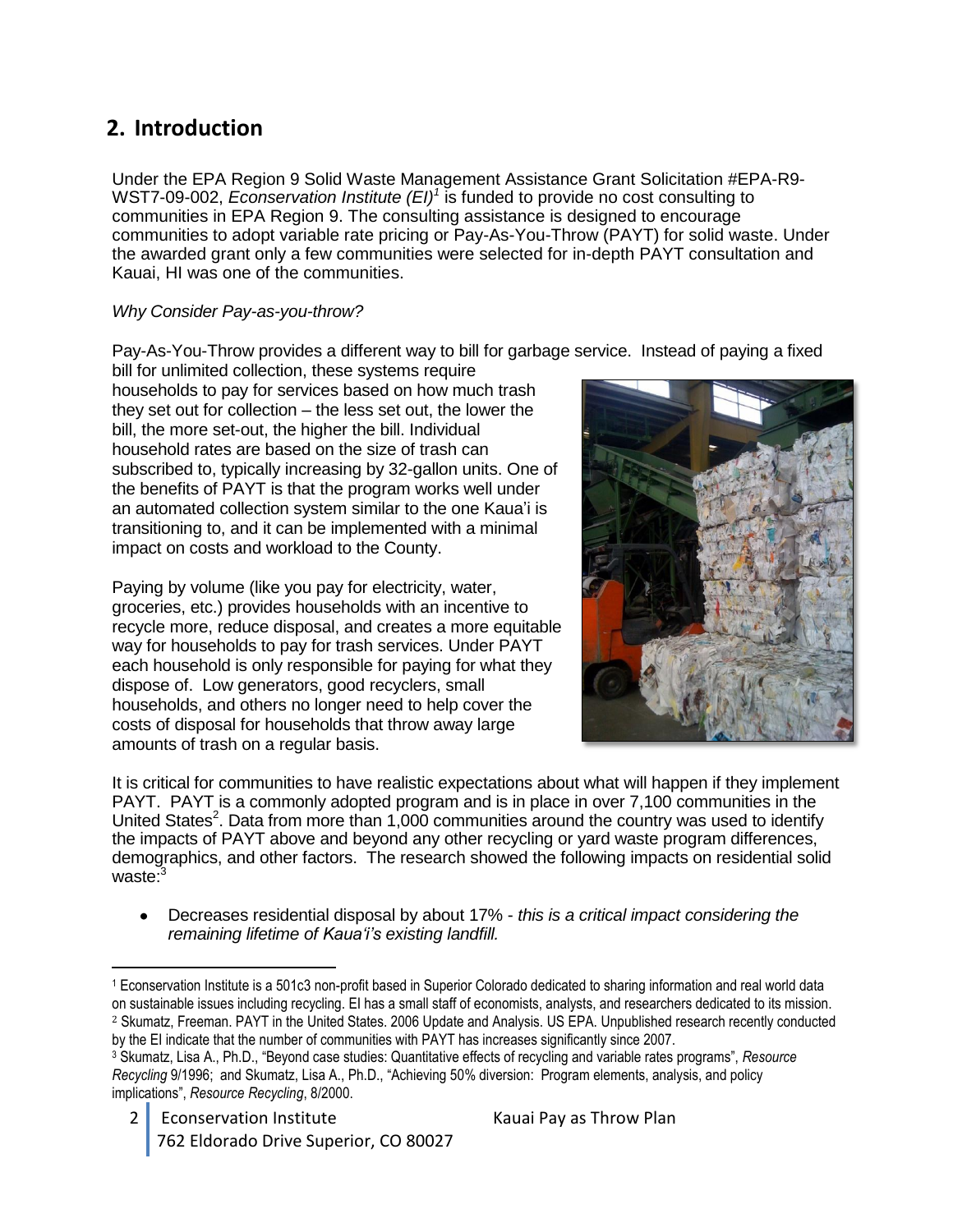## 2. Introduction

Under the EPA Region 9 Solid Waste Management Assistance Grant Solicitation #EPA-R9-WST7-09-002, *Econservation Institute (EI)*[1] is funded to provide no cost consulting to communities in EPA Region 9. The consulting assistance is designed to encourage communities to adopt variable rate pricing or Pay-As-You-Throw (PAYT) for solid waste. Under the awarded grant only a few communities were selected for in-depth PAYT consultation and Kauai, HI was one of the communities.

*Why Consider Pay-as-you-throw?*

Pay-As-You-Throw provides a different way to bill for garbage service. Instead of paying a fixed bill for unlimited collection, these systems require households to pay for services based on how much trash they set out for collection – the less set out, the lower the bill, the more set-out, the higher the bill. Individual household rates are based on the size of trash can subscribed to, typically increasing by 32-gallon units. One of the benefits of PAYT is that the program works well under an automated collection system similar to the one Kaua'i is transitioning to, and it can be implemented with a minimal impact on costs and workload to the County.

Paying by volume (like you pay for electricity, water, groceries, etc.) provides households with an incentive to recycle more, reduce disposal, and creates a more equitable way for households to pay for trash services. Under PAYT each household is only responsible for paying for what they dispose of. Low generators, good recyclers, small households, and others no longer need to help cover the costs of disposal for households that throw away large amounts of trash on a regular basis.

It is critical for communities to have realistic expectations about what will happen if they implement PAYT. PAYT is a commonly adopted program and is in place in over 7,100 communities in the United States[2]. Data from more than 1,000 communities around the country was used to identify the impacts of PAYT above and beyond any other recycling or yard waste program differences, demographics, and other factors. The research showed the following impacts on residential solid waste:[3]

- Decreases residential disposal by about 17% - *this is a critical impact considering the remaining lifetime of Kaua'i's existing landfill.*

---

[1] Econservation Institute is a 501c3 non-profit based in Superior Colorado dedicated to sharing information and real world data on sustainable issues including recycling. EI has a small staff of economists, analysts, and researchers dedicated to its mission.

[2] Skumatz, Freeman. PAYT in the United States. 2006 Update and Analysis. US EPA. Unpublished research recently conducted by the EI indicate that the number of communities with PAYT has increases significantly since 2007.

[3] Skumatz, Lisa A., Ph.D., "Beyond case studies: Quantitative effects of recycling and variable rates programs", *Resource Recycling* 9/1996; and Skumatz, Lisa A., Ph.D., "Achieving 50% diversion: Program elements, analysis, and policy implications", *Resource Recycling*, 8/2000.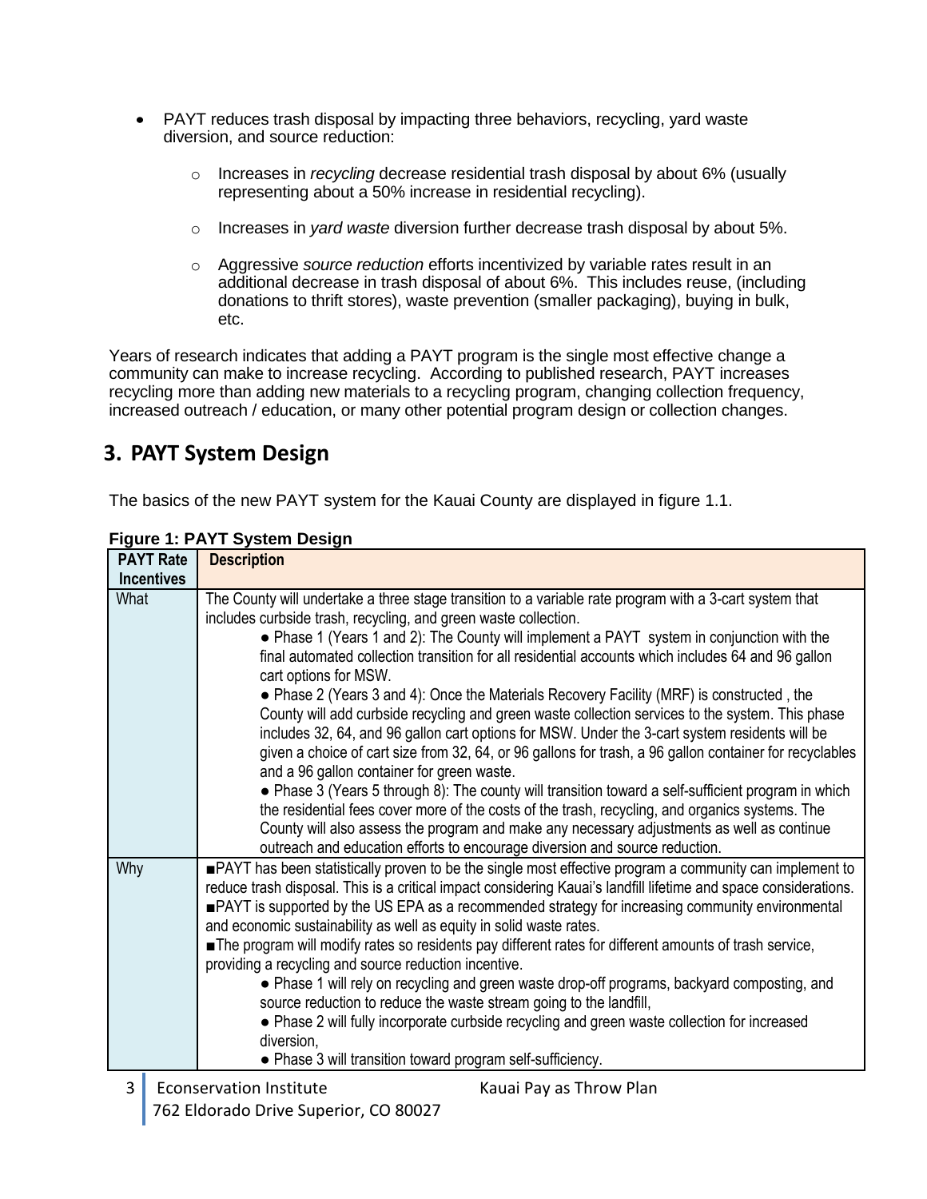- PAYT reduces trash disposal by impacting three behaviors, recycling, yard waste diversion, and source reduction:
  - Increases in *recycling* decrease residential trash disposal by about 6% (usually representing about a 50% increase in residential recycling).
  - Increases in *yard waste* diversion further decrease trash disposal by about 5%.
  - Aggressive *source reduction* efforts incentivized by variable rates result in an additional decrease in trash disposal of about 6%. This includes reuse, (including donations to thrift stores), waste prevention (smaller packaging), buying in bulk, etc.

Years of research indicates that adding a PAYT program is the single most effective change a community can make to increase recycling. According to published research, PAYT increases recycling more than adding new materials to a recycling program, changing collection frequency, increased outreach / education, or many other potential program design or collection changes.

## 3. PAYT System Design

The basics of the new PAYT system for the Kauai County are displayed in figure 1.1.

**Figure 1: PAYT System Design**

| PAYT Rate Incentives | Description |
|---|---|
| What | The County will undertake a three stage transition to a variable rate program with a 3-cart system that includes curbside trash, recycling, and green waste collection.<br>● Phase 1 (Years 1 and 2): The County will implement a PAYT system in conjunction with the final automated collection transition for all residential accounts which includes 64 and 96 gallon cart options for MSW.<br>● Phase 2 (Years 3 and 4): Once the Materials Recovery Facility (MRF) is constructed , the County will add curbside recycling and green waste collection services to the system. This phase includes 32, 64, and 96 gallon cart options for MSW. Under the 3-cart system residents will be given a choice of cart size from 32, 64, or 96 gallons for trash, a 96 gallon container for recyclables and a 96 gallon container for green waste.<br>● Phase 3 (Years 5 through 8): The county will transition toward a self-sufficient program in which the residential fees cover more of the costs of the trash, recycling, and organics systems. The County will also assess the program and make any necessary adjustments as well as continue outreach and education efforts to encourage diversion and source reduction. |
| Why | ■PAYT has been statistically proven to be the single most effective program a community can implement to reduce trash disposal. This is a critical impact considering Kauai's landfill lifetime and space considerations.<br>■PAYT is supported by the US EPA as a recommended strategy for increasing community environmental and economic sustainability as well as equity in solid waste rates.<br>■The program will modify rates so residents pay different rates for different amounts of trash service, providing a recycling and source reduction incentive.<br>● Phase 1 will rely on recycling and green waste drop-off programs, backyard composting, and source reduction to reduce the waste stream going to the landfill,<br>● Phase 2 will fully incorporate curbside recycling and green waste collection for increased diversion,<br>● Phase 3 will transition toward program self-sufficiency. |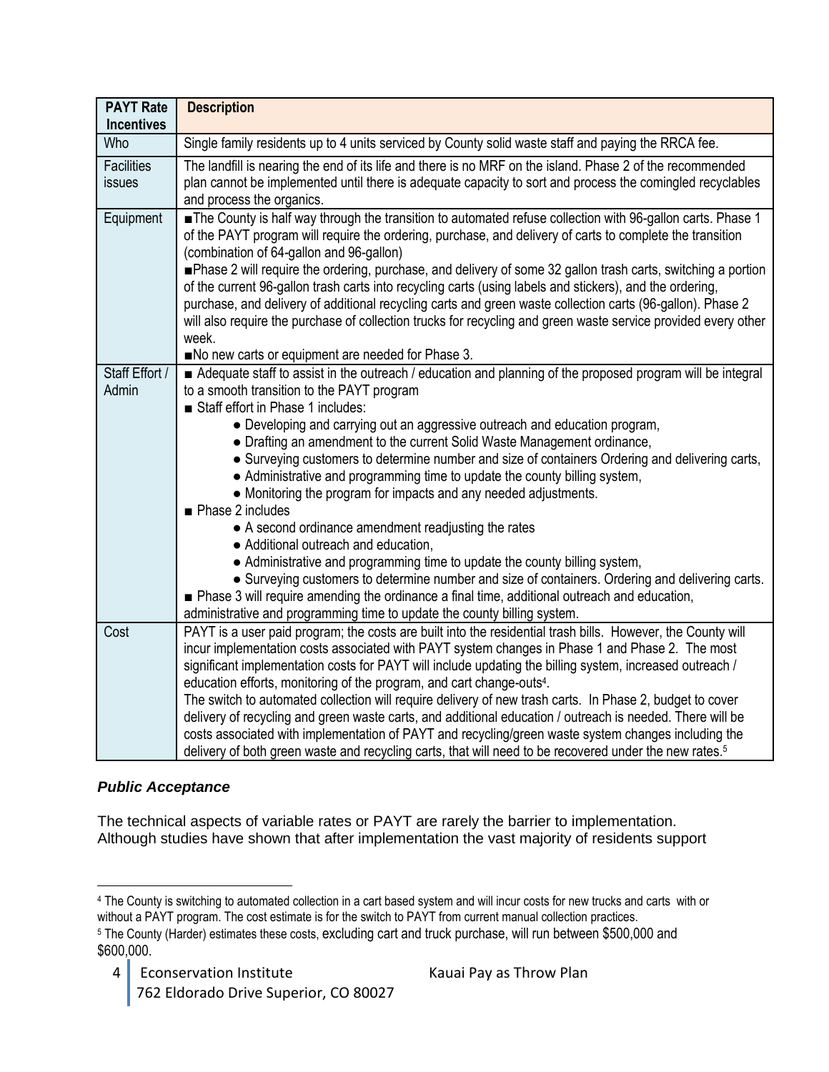| PAYT Rate Incentives | Description |
|---|---|
| Who | Single family residents up to 4 units serviced by County solid waste staff and paying the RRCA fee. |
| Facilities issues | The landfill is nearing the end of its life and there is no MRF on the island. Phase 2 of the recommended plan cannot be implemented until there is adequate capacity to sort and process the comingled recyclables and process the organics. |
| Equipment | ■The County is half way through the transition to automated refuse collection with 96-gallon carts. Phase 1 of the PAYT program will require the ordering, purchase, and delivery of carts to complete the transition (combination of 64-gallon and 96-gallon)<br>■Phase 2 will require the ordering, purchase, and delivery of some 32 gallon trash carts, switching a portion of the current 96-gallon trash carts into recycling carts (using labels and stickers), and the ordering, purchase, and delivery of additional recycling carts and green waste collection carts (96-gallon). Phase 2 will also require the purchase of collection trucks for recycling and green waste service provided every other week.<br>■No new carts or equipment are needed for Phase 3. |
| Staff Effort / Admin | ■ Adequate staff to assist in the outreach / education and planning of the proposed program will be integral to a smooth transition to the PAYT program<br>■ Staff effort in Phase 1 includes:<br>● Developing and carrying out an aggressive outreach and education program,<br>● Drafting an amendment to the current Solid Waste Management ordinance,<br>● Surveying customers to determine number and size of containers Ordering and delivering carts,<br>● Administrative and programming time to update the county billing system,<br>● Monitoring the program for impacts and any needed adjustments.<br>■ Phase 2 includes<br>● A second ordinance amendment readjusting the rates<br>● Additional outreach and education,<br>● Administrative and programming time to update the county billing system,<br>● Surveying customers to determine number and size of containers. Ordering and delivering carts.<br>■ Phase 3 will require amending the ordinance a final time, additional outreach and education, administrative and programming time to update the county billing system. |
| Cost | PAYT is a user paid program; the costs are built into the residential trash bills. However, the County will incur implementation costs associated with PAYT system changes in Phase 1 and Phase 2. The most significant implementation costs for PAYT will include updating the billing system, increased outreach / education efforts, monitoring of the program, and cart change-outs[4].<br>The switch to automated collection will require delivery of new trash carts. In Phase 2, budget to cover delivery of recycling and green waste carts, and additional education / outreach is needed. There will be costs associated with implementation of PAYT and recycling/green waste system changes including the delivery of both green waste and recycling carts, that will need to be recovered under the new rates.[5] |

### *Public Acceptance*

The technical aspects of variable rates or PAYT are rarely the barrier to implementation. Although studies have shown that after implementation the vast majority of residents support

[4] The County is switching to automated collection in a cart based system and will incur costs for new trucks and carts with or without a PAYT program. The cost estimate is for the switch to PAYT from current manual collection practices.

[5] The County (Harder) estimates these costs, excluding cart and truck purchase, will run between \$500,000 and \$600,000.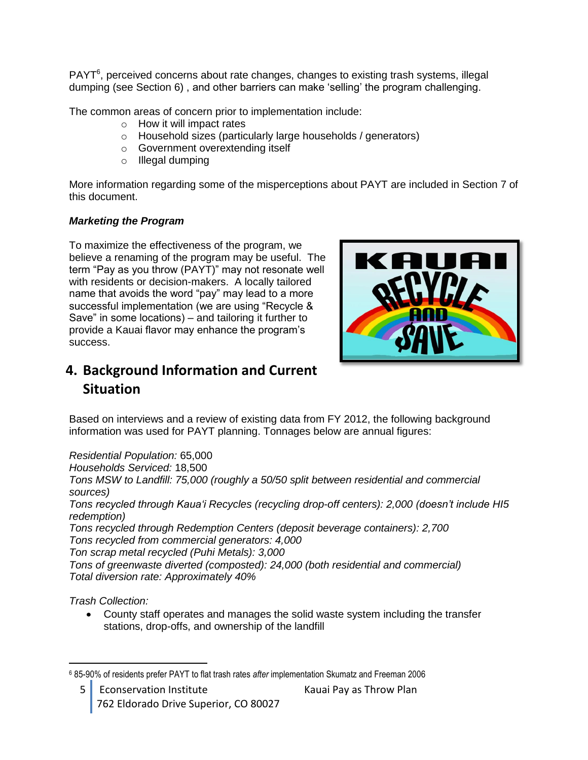PAYT[6], perceived concerns about rate changes, changes to existing trash systems, illegal dumping (see Section 6) , and other barriers can make 'selling' the program challenging.

The common areas of concern prior to implementation include:

- How it will impact rates
- Household sizes (particularly large households / generators)
- Government overextending itself
- Illegal dumping

More information regarding some of the misperceptions about PAYT are included in Section 7 of this document.

***Marketing the Program***

To maximize the effectiveness of the program, we believe a renaming of the program may be useful. The term "Pay as you throw (PAYT)" may not resonate well with residents or decision-makers. A locally tailored name that avoids the word "pay" may lead to a more successful implementation (we are using "Recycle & Save" in some locations) – and tailoring it further to provide a Kauai flavor may enhance the program's success.

## 4. Background Information and Current Situation

Based on interviews and a review of existing data from FY 2012, the following background information was used for PAYT planning. Tonnages below are annual figures:

*Residential Population:* 65,000
*Households Serviced:* 18,500
*Tons MSW to Landfill: 75,000 (roughly a 50/50 split between residential and commercial sources)*
*Tons recycled through Kaua'i Recycles (recycling drop-off centers): 2,000 (doesn't include HI5 redemption)*
*Tons recycled through Redemption Centers (deposit beverage containers): 2,700*
*Tons recycled from commercial generators: 4,000*
*Ton scrap metal recycled (Puhi Metals): 3,000*
*Tons of greenwaste diverted (composted): 24,000 (both residential and commercial)*
*Total diversion rate: Approximately 40%*

*Trash Collection:*

- County staff operates and manages the solid waste system including the transfer stations, drop-offs, and ownership of the landfill

[6] 85-90% of residents prefer PAYT to flat trash rates *after* implementation Skumatz and Freeman 2006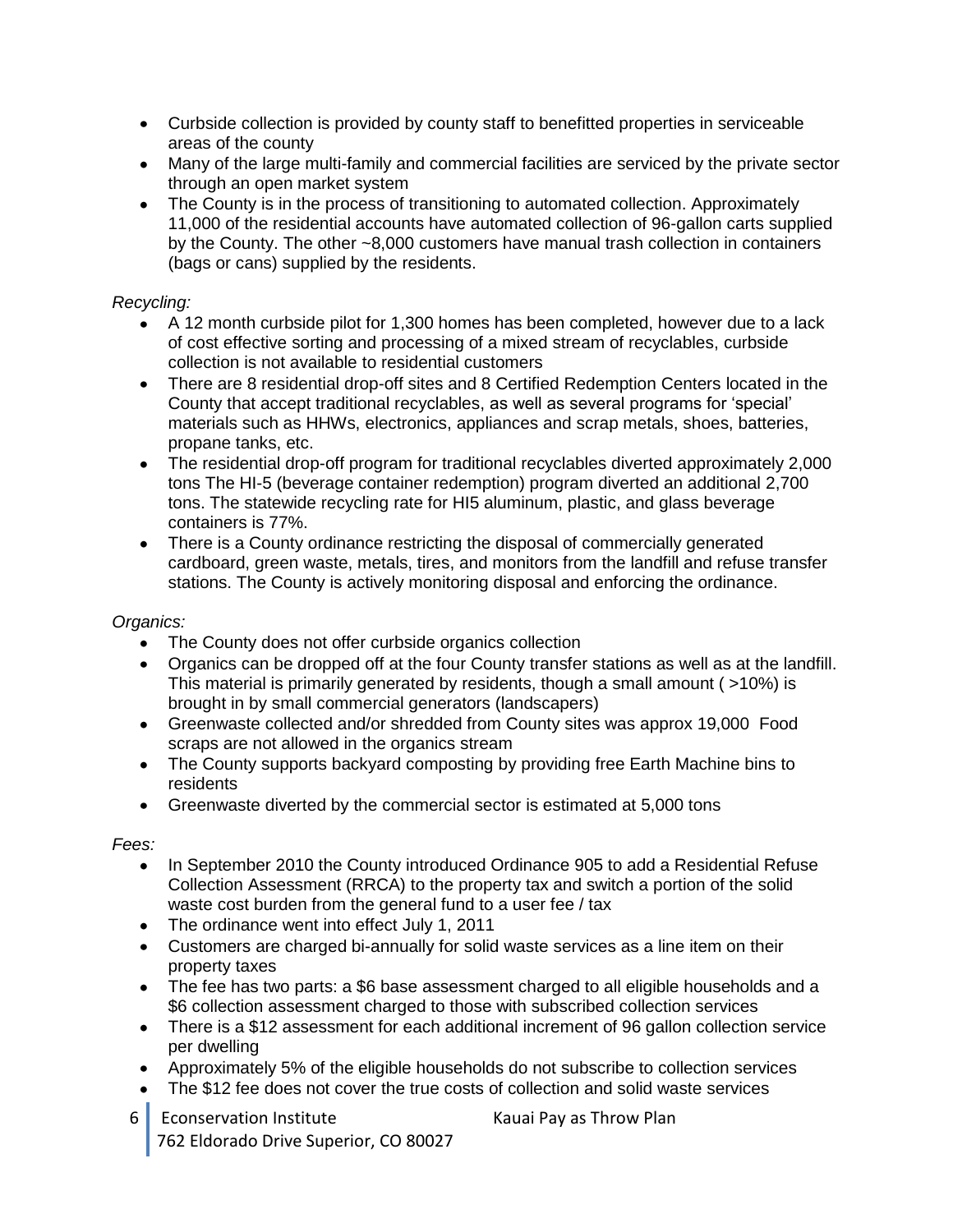- Curbside collection is provided by county staff to benefitted properties in serviceable areas of the county
- Many of the large multi-family and commercial facilities are serviced by the private sector through an open market system
- The County is in the process of transitioning to automated collection. Approximately 11,000 of the residential accounts have automated collection of 96-gallon carts supplied by the County. The other ~8,000 customers have manual trash collection in containers (bags or cans) supplied by the residents.

*Recycling:*

- A 12 month curbside pilot for 1,300 homes has been completed, however due to a lack of cost effective sorting and processing of a mixed stream of recyclables, curbside collection is not available to residential customers
- There are 8 residential drop-off sites and 8 Certified Redemption Centers located in the County that accept traditional recyclables, as well as several programs for 'special' materials such as HHWs, electronics, appliances and scrap metals, shoes, batteries, propane tanks, etc.
- The residential drop-off program for traditional recyclables diverted approximately 2,000 tons The HI-5 (beverage container redemption) program diverted an additional 2,700 tons. The statewide recycling rate for HI5 aluminum, plastic, and glass beverage containers is 77%.
- There is a County ordinance restricting the disposal of commercially generated cardboard, green waste, metals, tires, and monitors from the landfill and refuse transfer stations. The County is actively monitoring disposal and enforcing the ordinance.

*Organics:*

- The County does not offer curbside organics collection
- Organics can be dropped off at the four County transfer stations as well as at the landfill. This material is primarily generated by residents, though a small amount ( >10%) is brought in by small commercial generators (landscapers)
- Greenwaste collected and/or shredded from County sites was approx 19,000 Food scraps are not allowed in the organics stream
- The County supports backyard composting by providing free Earth Machine bins to residents
- Greenwaste diverted by the commercial sector is estimated at 5,000 tons

*Fees:*

- In September 2010 the County introduced Ordinance 905 to add a Residential Refuse Collection Assessment (RRCA) to the property tax and switch a portion of the solid waste cost burden from the general fund to a user fee / tax
- The ordinance went into effect July 1, 2011
- Customers are charged bi-annually for solid waste services as a line item on their property taxes
- The fee has two parts: a $6 base assessment charged to all eligible households and a $6 collection assessment charged to those with subscribed collection services
- There is a $12 assessment for each additional increment of 96 gallon collection service per dwelling
- Approximately 5% of the eligible households do not subscribe to collection services
- The $12 fee does not cover the true costs of collection and solid waste services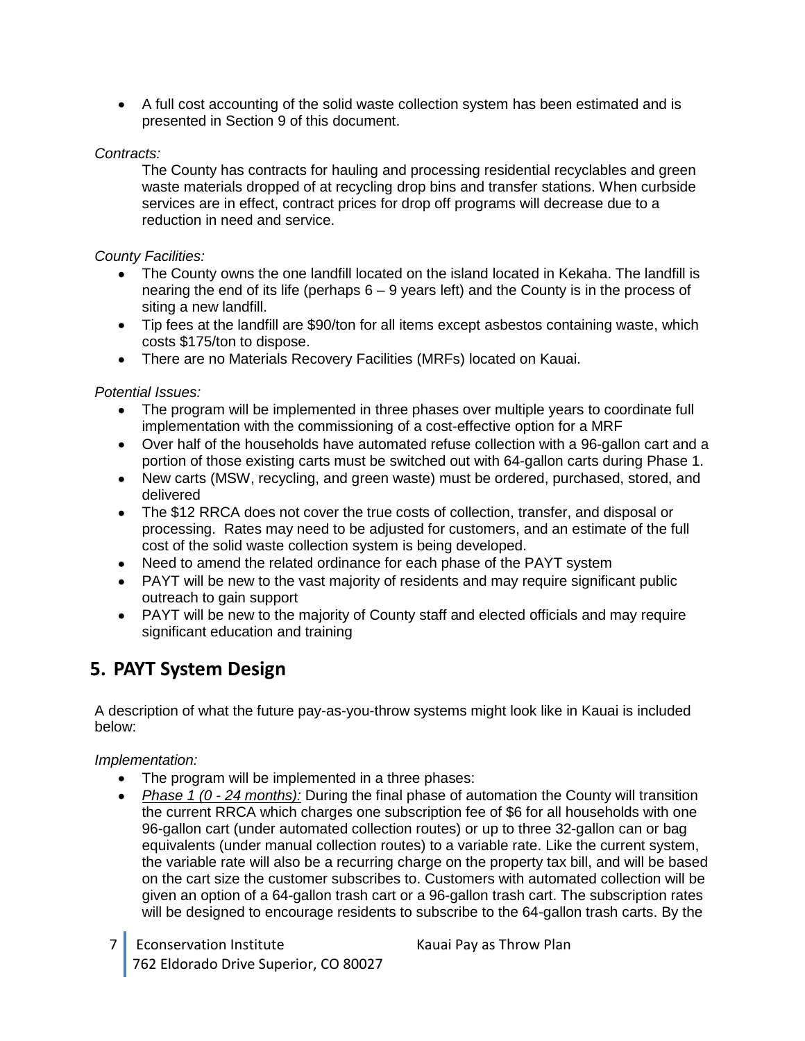- A full cost accounting of the solid waste collection system has been estimated and is presented in Section 9 of this document.

*Contracts:*

The County has contracts for hauling and processing residential recyclables and green waste materials dropped of at recycling drop bins and transfer stations. When curbside services are in effect, contract prices for drop off programs will decrease due to a reduction in need and service.

*County Facilities:*

- The County owns the one landfill located on the island located in Kekaha. The landfill is nearing the end of its life (perhaps 6 – 9 years left) and the County is in the process of siting a new landfill.
- Tip fees at the landfill are $90/ton for all items except asbestos containing waste, which costs $175/ton to dispose.
- There are no Materials Recovery Facilities (MRFs) located on Kauai.

*Potential Issues:*

- The program will be implemented in three phases over multiple years to coordinate full implementation with the commissioning of a cost-effective option for a MRF
- Over half of the households have automated refuse collection with a 96-gallon cart and a portion of those existing carts must be switched out with 64-gallon carts during Phase 1.
- New carts (MSW, recycling, and green waste) must be ordered, purchased, stored, and delivered
- The $12 RRCA does not cover the true costs of collection, transfer, and disposal or processing. Rates may need to be adjusted for customers, and an estimate of the full cost of the solid waste collection system is being developed.
- Need to amend the related ordinance for each phase of the PAYT system
- PAYT will be new to the vast majority of residents and may require significant public outreach to gain support
- PAYT will be new to the majority of County staff and elected officials and may require significant education and training

## 5. PAYT System Design

A description of what the future pay-as-you-throw systems might look like in Kauai is included below:

*Implementation:*

- The program will be implemented in a three phases:
- *<u>Phase 1 (0 - 24 months):</u>* During the final phase of automation the County will transition the current RRCA which charges one subscription fee of $6 for all households with one 96-gallon cart (under automated collection routes) or up to three 32-gallon can or bag equivalents (under manual collection routes) to a variable rate. Like the current system, the variable rate will also be a recurring charge on the property tax bill, and will be based on the cart size the customer subscribes to. Customers with automated collection will be given an option of a 64-gallon trash cart or a 96-gallon trash cart. The subscription rates will be designed to encourage residents to subscribe to the 64-gallon trash carts. By the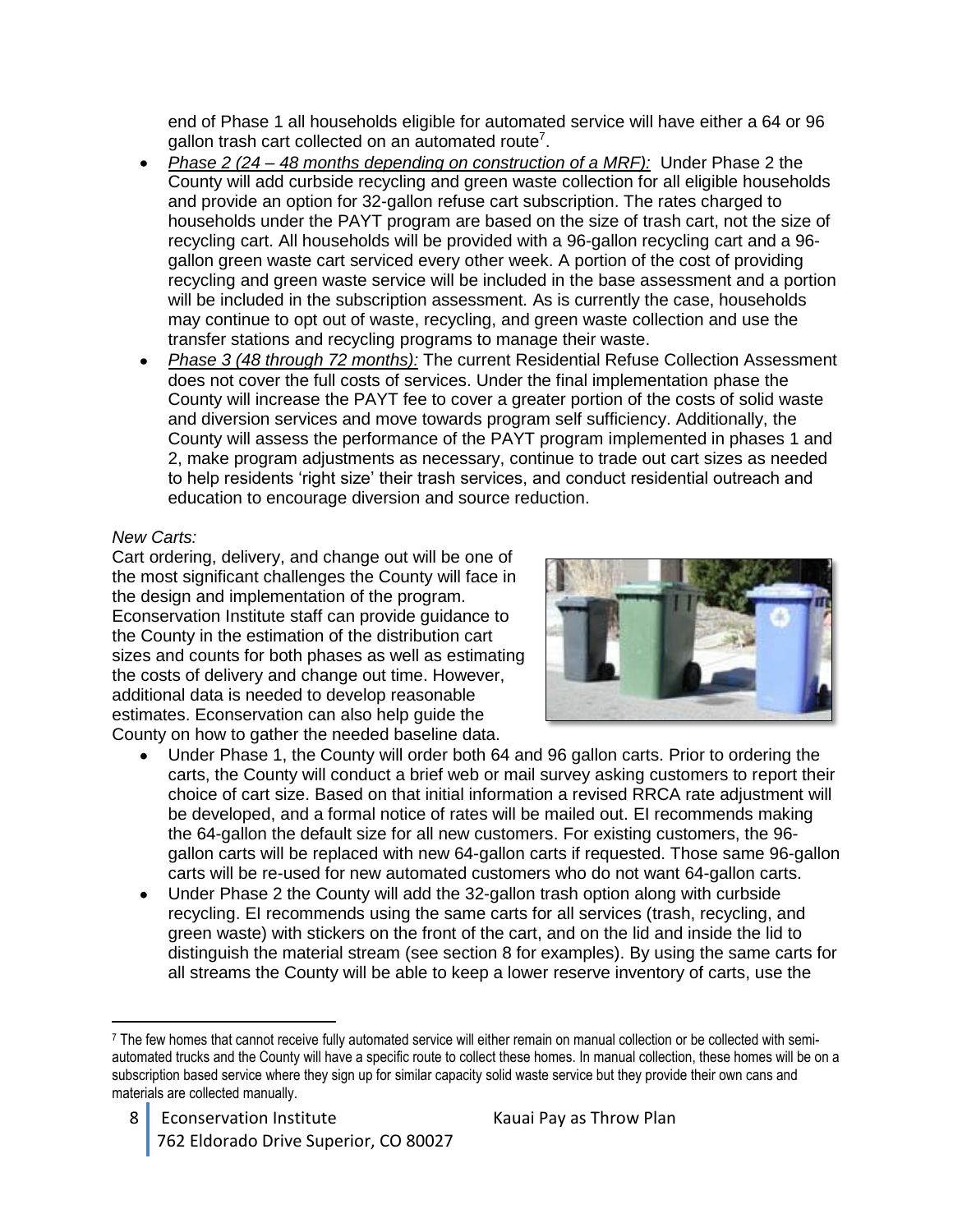end of Phase 1 all households eligible for automated service will have either a 64 or 96 gallon trash cart collected on an automated route[7].

- *Phase 2 (24 – 48 months depending on construction of a MRF):* Under Phase 2 the County will add curbside recycling and green waste collection for all eligible households and provide an option for 32-gallon refuse cart subscription. The rates charged to households under the PAYT program are based on the size of trash cart, not the size of recycling cart. All households will be provided with a 96-gallon recycling cart and a 96-gallon green waste cart serviced every other week. A portion of the cost of providing recycling and green waste service will be included in the base assessment and a portion will be included in the subscription assessment. As is currently the case, households may continue to opt out of waste, recycling, and green waste collection and use the transfer stations and recycling programs to manage their waste.
- *Phase 3 (48 through 72 months):* The current Residential Refuse Collection Assessment does not cover the full costs of services. Under the final implementation phase the County will increase the PAYT fee to cover a greater portion of the costs of solid waste and diversion services and move towards program self sufficiency. Additionally, the County will assess the performance of the PAYT program implemented in phases 1 and 2, make program adjustments as necessary, continue to trade out cart sizes as needed to help residents 'right size' their trash services, and conduct residential outreach and education to encourage diversion and source reduction.

*New Carts:*

Cart ordering, delivery, and change out will be one of the most significant challenges the County will face in the design and implementation of the program. Econservation Institute staff can provide guidance to the County in the estimation of the distribution cart sizes and counts for both phases as well as estimating the costs of delivery and change out time. However, additional data is needed to develop reasonable estimates. Econservation can also help guide the County on how to gather the needed baseline data.

- Under Phase 1, the County will order both 64 and 96 gallon carts. Prior to ordering the carts, the County will conduct a brief web or mail survey asking customers to report their choice of cart size. Based on that initial information a revised RRCA rate adjustment will be developed, and a formal notice of rates will be mailed out. EI recommends making the 64-gallon the default size for all new customers. For existing customers, the 96-gallon carts will be replaced with new 64-gallon carts if requested. Those same 96-gallon carts will be re-used for new automated customers who do not want 64-gallon carts.
- Under Phase 2 the County will add the 32-gallon trash option along with curbside recycling. EI recommends using the same carts for all services (trash, recycling, and green waste) with stickers on the front of the cart, and on the lid and inside the lid to distinguish the material stream (see section 8 for examples). By using the same carts for all streams the County will be able to keep a lower reserve inventory of carts, use the

[7] The few homes that cannot receive fully automated service will either remain on manual collection or be collected with semi-automated trucks and the County will have a specific route to collect these homes. In manual collection, these homes will be on a subscription based service where they sign up for similar capacity solid waste service but they provide their own cans and materials are collected manually.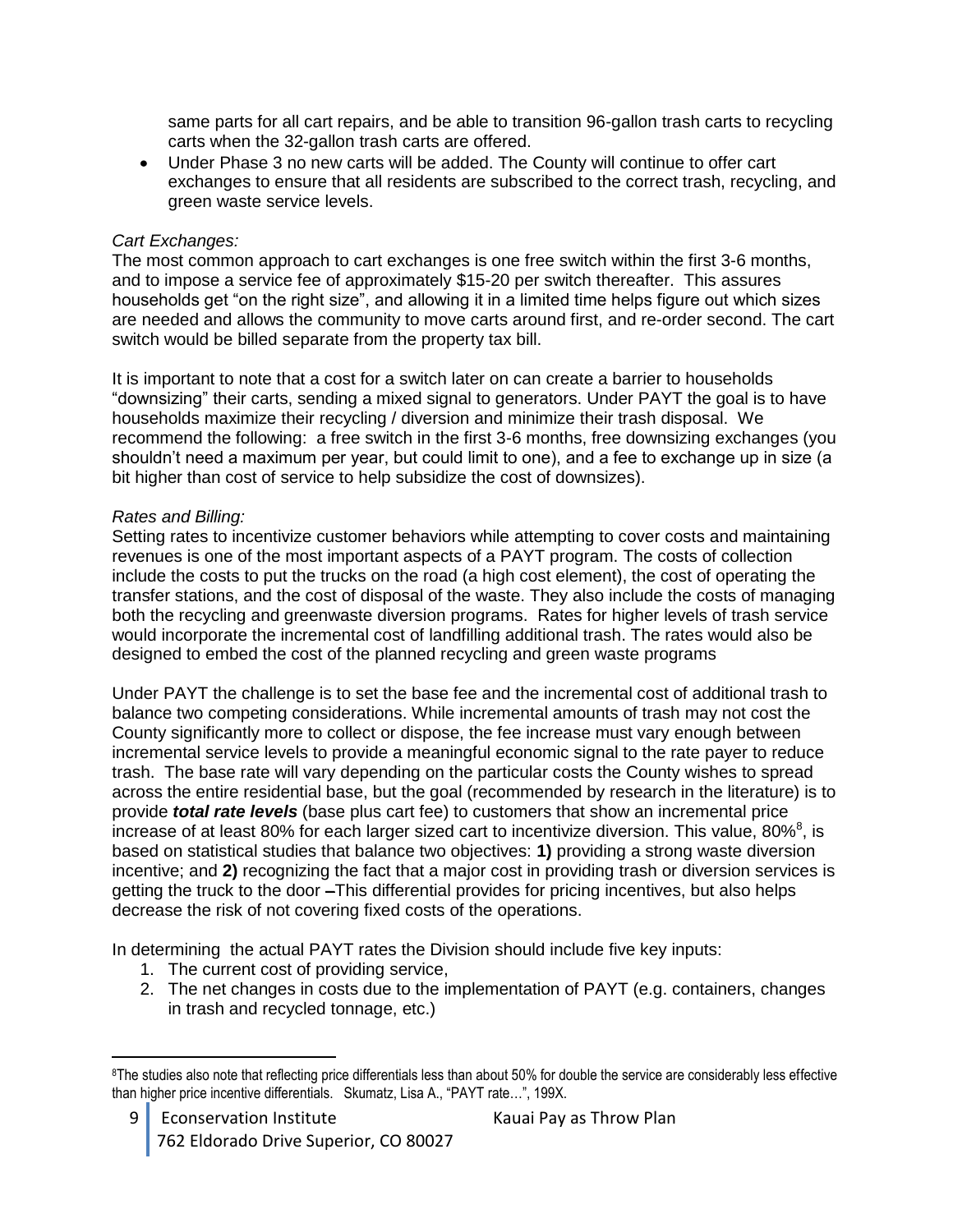same parts for all cart repairs, and be able to transition 96-gallon trash carts to recycling carts when the 32-gallon trash carts are offered.

- Under Phase 3 no new carts will be added. The County will continue to offer cart exchanges to ensure that all residents are subscribed to the correct trash, recycling, and green waste service levels.

*Cart Exchanges:*

The most common approach to cart exchanges is one free switch within the first 3-6 months, and to impose a service fee of approximately $15-20 per switch thereafter. This assures households get "on the right size", and allowing it in a limited time helps figure out which sizes are needed and allows the community to move carts around first, and re-order second. The cart switch would be billed separate from the property tax bill.

It is important to note that a cost for a switch later on can create a barrier to households "downsizing" their carts, sending a mixed signal to generators. Under PAYT the goal is to have households maximize their recycling / diversion and minimize their trash disposal. We recommend the following: a free switch in the first 3-6 months, free downsizing exchanges (you shouldn't need a maximum per year, but could limit to one), and a fee to exchange up in size (a bit higher than cost of service to help subsidize the cost of downsizes).

*Rates and Billing:*

Setting rates to incentivize customer behaviors while attempting to cover costs and maintaining revenues is one of the most important aspects of a PAYT program. The costs of collection include the costs to put the trucks on the road (a high cost element), the cost of operating the transfer stations, and the cost of disposal of the waste. They also include the costs of managing both the recycling and greenwaste diversion programs. Rates for higher levels of trash service would incorporate the incremental cost of landfilling additional trash. The rates would also be designed to embed the cost of the planned recycling and green waste programs

Under PAYT the challenge is to set the base fee and the incremental cost of additional trash to balance two competing considerations. While incremental amounts of trash may not cost the County significantly more to collect or dispose, the fee increase must vary enough between incremental service levels to provide a meaningful economic signal to the rate payer to reduce trash. The base rate will vary depending on the particular costs the County wishes to spread across the entire residential base, but the goal (recommended by research in the literature) is to provide ***total rate levels*** (base plus cart fee) to customers that show an incremental price increase of at least 80% for each larger sized cart to incentivize diversion. This value, 80%[8], is based on statistical studies that balance two objectives: **1)** providing a strong waste diversion incentive; and **2)** recognizing the fact that a major cost in providing trash or diversion services is getting the truck to the door **–**This differential provides for pricing incentives, but also helps decrease the risk of not covering fixed costs of the operations.

In determining the actual PAYT rates the Division should include five key inputs:

1. The current cost of providing service,
2. The net changes in costs due to the implementation of PAYT (e.g. containers, changes in trash and recycled tonnage, etc.)

[8]The studies also note that reflecting price differentials less than about 50% for double the service are considerably less effective than higher price incentive differentials. Skumatz, Lisa A., "PAYT rate…", 199X.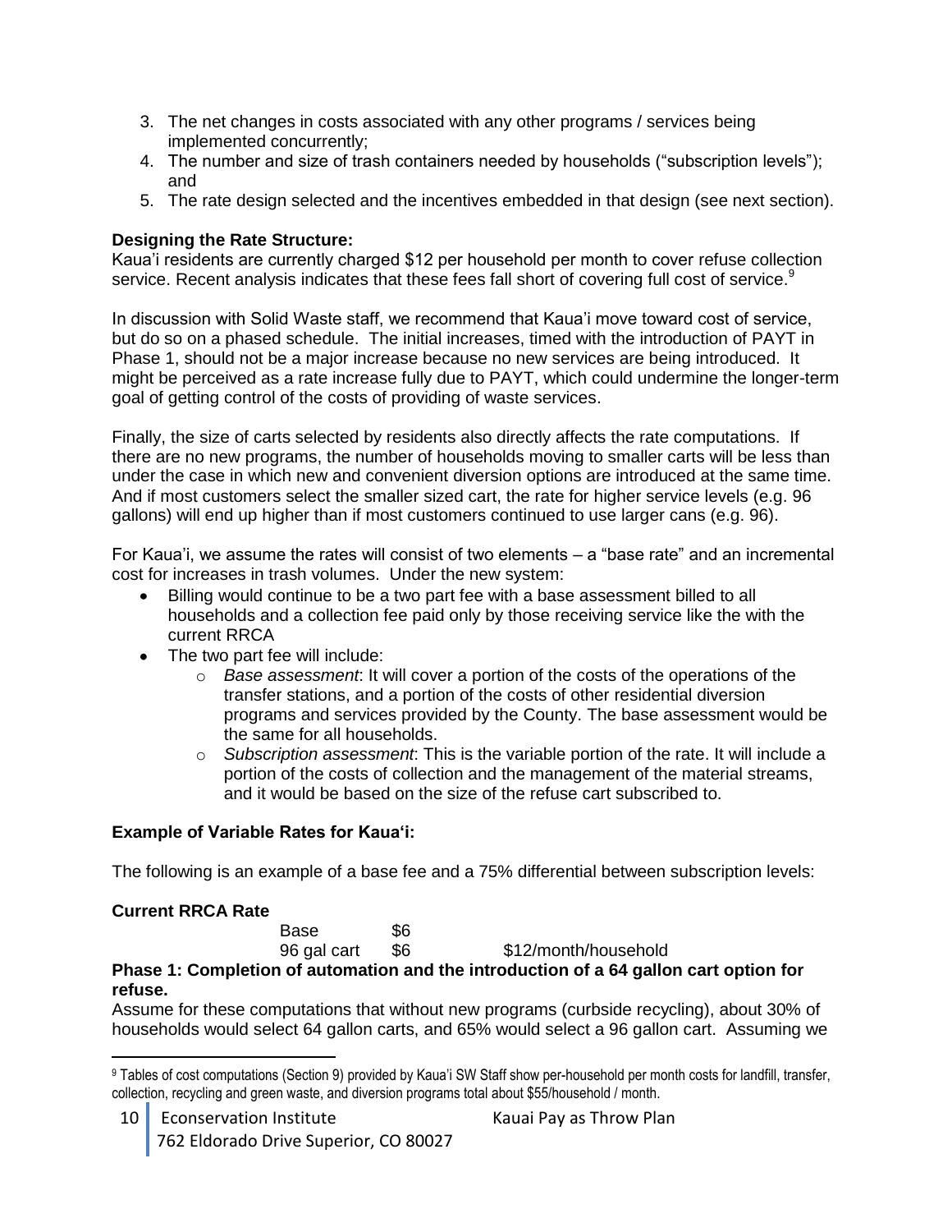3. The net changes in costs associated with any other programs / services being implemented concurrently;
4. The number and size of trash containers needed by households ("subscription levels"); and
5. The rate design selected and the incentives embedded in that design (see next section).

**Designing the Rate Structure:**
Kaua'i residents are currently charged $12 per household per month to cover refuse collection service. Recent analysis indicates that these fees fall short of covering full cost of service.[9]

In discussion with Solid Waste staff, we recommend that Kaua'i move toward cost of service, but do so on a phased schedule. The initial increases, timed with the introduction of PAYT in Phase 1, should not be a major increase because no new services are being introduced. It might be perceived as a rate increase fully due to PAYT, which could undermine the longer-term goal of getting control of the costs of providing of waste services.

Finally, the size of carts selected by residents also directly affects the rate computations. If there are no new programs, the number of households moving to smaller carts will be less than under the case in which new and convenient diversion options are introduced at the same time. And if most customers select the smaller sized cart, the rate for higher service levels (e.g. 96 gallons) will end up higher than if most customers continued to use larger cans (e.g. 96).

For Kaua'i, we assume the rates will consist of two elements – a "base rate" and an incremental cost for increases in trash volumes. Under the new system:

- Billing would continue to be a two part fee with a base assessment billed to all households and a collection fee paid only by those receiving service like the with the current RRCA
- The two part fee will include:
  - *Base assessment*: It will cover a portion of the costs of the operations of the transfer stations, and a portion of the costs of other residential diversion programs and services provided by the County. The base assessment would be the same for all households.
  - *Subscription assessment*: This is the variable portion of the rate. It will include a portion of the costs of collection and the management of the material streams, and it would be based on the size of the refuse cart subscribed to.

**Example of Variable Rates for Kaua'i:**

The following is an example of a base fee and a 75% differential between subscription levels:

**Current RRCA Rate**

| | | |
|---|---|---|
| Base | $6 | |
| 96 gal cart | $6 | $12/month/household |

**Phase 1: Completion of automation and the introduction of a 64 gallon cart option for refuse.**
Assume for these computations that without new programs (curbside recycling), about 30% of households would select 64 gallon carts, and 65% would select a 96 gallon cart. Assuming we

[9] Tables of cost computations (Section 9) provided by Kaua'i SW Staff show per-household per month costs for landfill, transfer, collection, recycling and green waste, and diversion programs total about $55/household / month.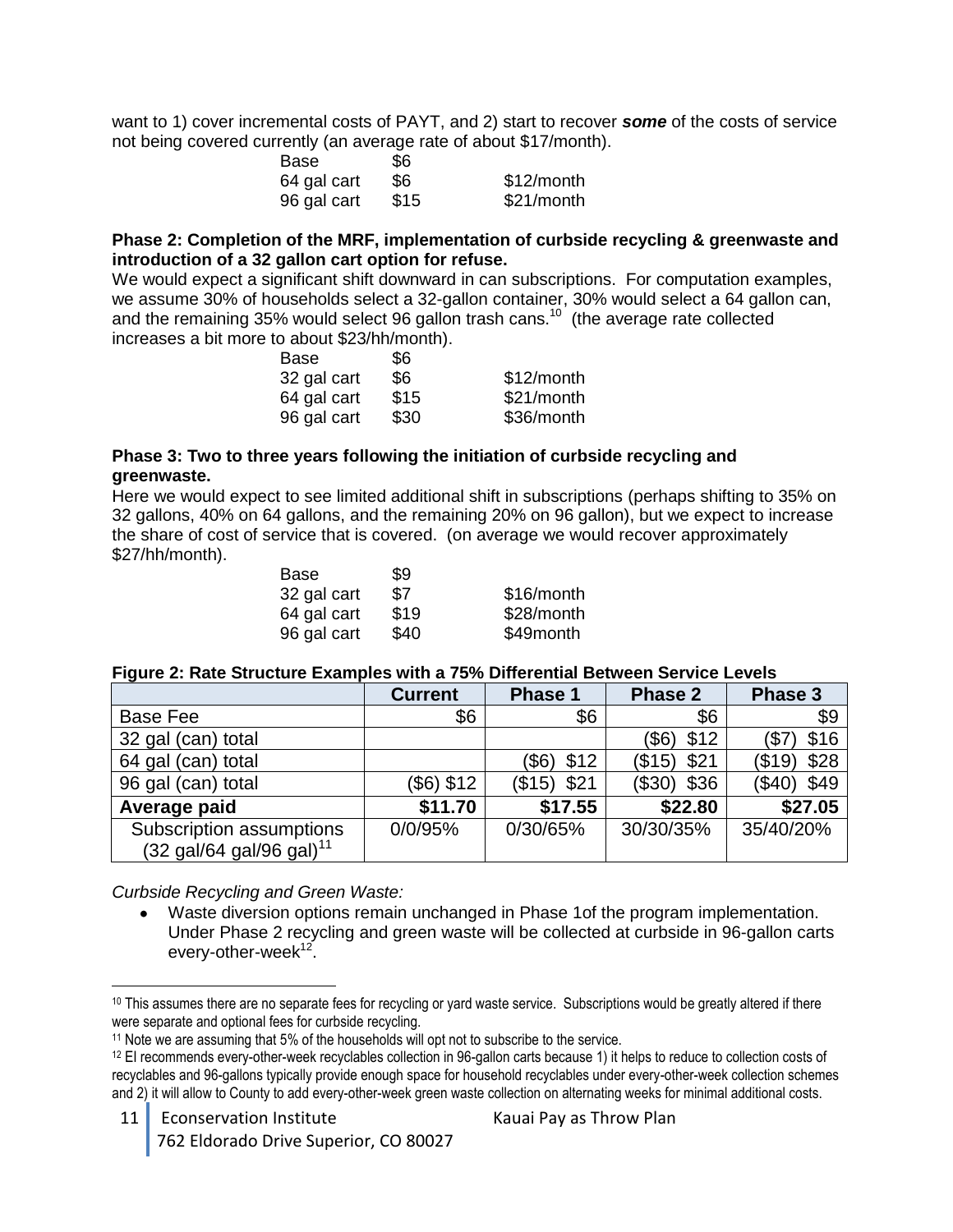want to 1) cover incremental costs of PAYT, and 2) start to recover ***some*** of the costs of service not being covered currently (an average rate of about $17/month).

| | | |
|---|---|---|
| Base | $6 | |
| 64 gal cart | $6 | $12/month |
| 96 gal cart | $15 | $21/month |

**Phase 2: Completion of the MRF, implementation of curbside recycling & greenwaste and introduction of a 32 gallon cart option for refuse.**

We would expect a significant shift downward in can subscriptions. For computation examples, we assume 30% of households select a 32-gallon container, 30% would select a 64 gallon can, and the remaining 35% would select 96 gallon trash cans.[10] (the average rate collected increases a bit more to about $23/hh/month).

| | | |
|---|---|---|
| Base | $6 | |
| 32 gal cart | $6 | $12/month |
| 64 gal cart | $15 | $21/month |
| 96 gal cart | $30 | $36/month |

**Phase 3: Two to three years following the initiation of curbside recycling and greenwaste.**

Here we would expect to see limited additional shift in subscriptions (perhaps shifting to 35% on 32 gallons, 40% on 64 gallons, and the remaining 20% on 96 gallon), but we expect to increase the share of cost of service that is covered. (on average we would recover approximately $27/hh/month).

| | | |
|---|---|---|
| Base | $9 | |
| 32 gal cart | $7 | $16/month |
| 64 gal cart | $19 | $28/month |
| 96 gal cart | $40 | $49month |

**Figure 2: Rate Structure Examples with a 75% Differential Between Service Levels**

| | Current | Phase 1 | Phase 2 | Phase 3 |
|---|---|---|---|---|
| Base Fee | $6 | $6 | $6 | $9 |
| 32 gal (can) total | | | ($6) $12 | ($7) $16 |
| 64 gal (can) total | | ($6) $12 | ($15) $21 | ($19) $28 |
| 96 gal (can) total | ($6) $12 | ($15) $21 | ($30) $36 | ($40) $49 |
| **Average paid** | **$11.70** | **$17.55** | **$22.80** | **$27.05** |
| Subscription assumptions (32 gal/64 gal/96 gal)[11] | 0/0/95% | 0/30/65% | 30/30/35% | 35/40/20% |

*Curbside Recycling and Green Waste:*

- Waste diversion options remain unchanged in Phase 1of the program implementation. Under Phase 2 recycling and green waste will be collected at curbside in 96-gallon carts every-other-week[12].

[10] This assumes there are no separate fees for recycling or yard waste service. Subscriptions would be greatly altered if there were separate and optional fees for curbside recycling.

[11] Note we are assuming that 5% of the households will opt not to subscribe to the service.

[12] EI recommends every-other-week recyclables collection in 96-gallon carts because 1) it helps to reduce to collection costs of recyclables and 96-gallons typically provide enough space for household recyclables under every-other-week collection schemes and 2) it will allow to County to add every-other-week green waste collection on alternating weeks for minimal additional costs.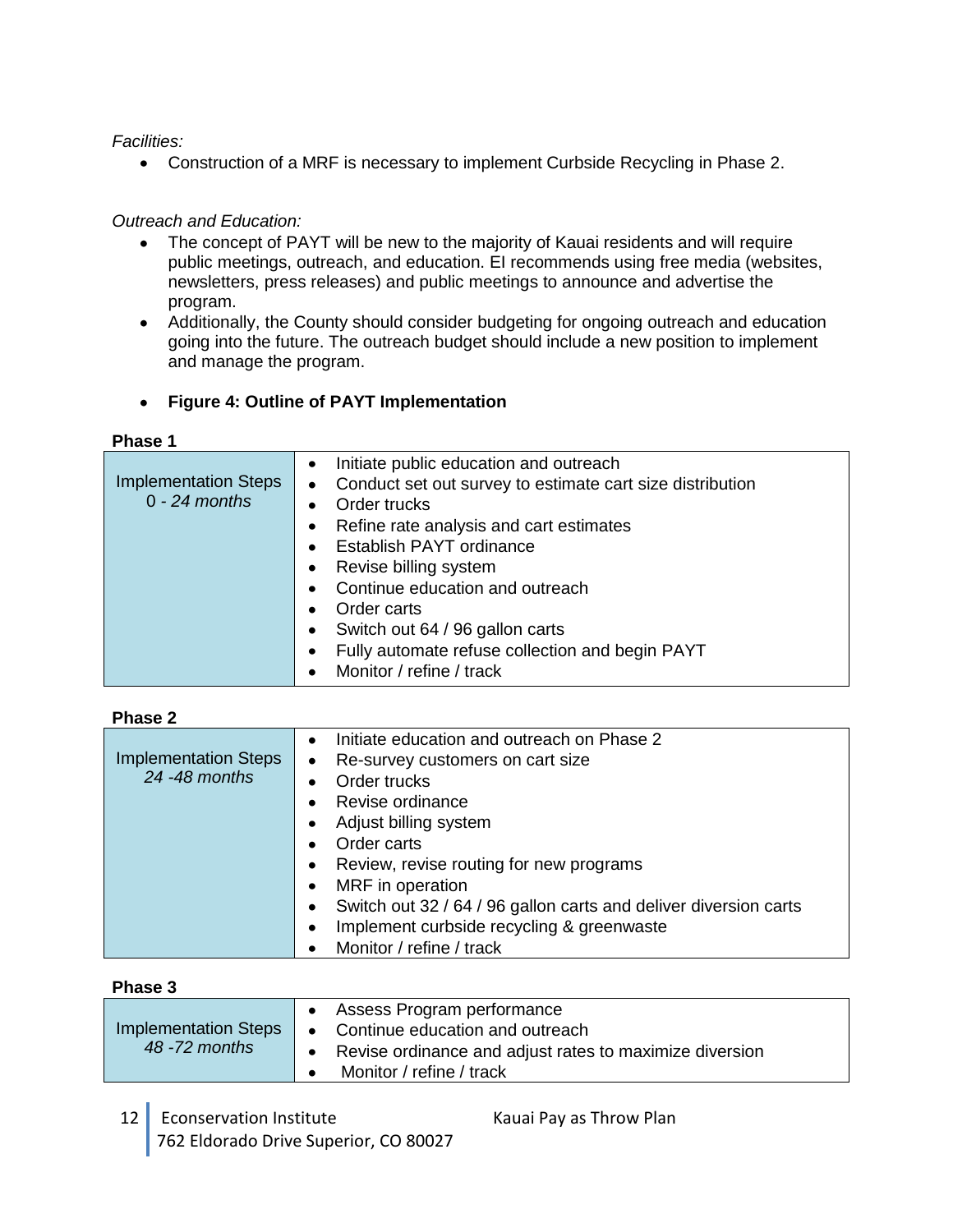*Facilities:*

- Construction of a MRF is necessary to implement Curbside Recycling in Phase 2.

*Outreach and Education:*

- The concept of PAYT will be new to the majority of Kauai residents and will require public meetings, outreach, and education. EI recommends using free media (websites, newsletters, press releases) and public meetings to announce and advertise the program.
- Additionally, the County should consider budgeting for ongoing outreach and education going into the future. The outreach budget should include a new position to implement and manage the program.

- **Figure 4: Outline of PAYT Implementation**

**Phase 1**

| Implementation Steps | |
|---|---|
| Implementation Steps *0 - 24 months* | • Initiate public education and outreach<br>• Conduct set out survey to estimate cart size distribution<br>• Order trucks<br>• Refine rate analysis and cart estimates<br>• Establish PAYT ordinance<br>• Revise billing system<br>• Continue education and outreach<br>• Order carts<br>• Switch out 64 / 96 gallon carts<br>• Fully automate refuse collection and begin PAYT<br>• Monitor / refine / track |

**Phase 2**

| Implementation Steps | |
|---|---|
| Implementation Steps *24 -48 months* | • Initiate education and outreach on Phase 2<br>• Re-survey customers on cart size<br>• Order trucks<br>• Revise ordinance<br>• Adjust billing system<br>• Order carts<br>• Review, revise routing for new programs<br>• MRF in operation<br>• Switch out 32 / 64 / 96 gallon carts and deliver diversion carts<br>• Implement curbside recycling & greenwaste<br>• Monitor / refine / track |

**Phase 3**

| Implementation Steps | |
|---|---|
| Implementation Steps *48 -72 months* | • Assess Program performance<br>• Continue education and outreach<br>• Revise ordinance and adjust rates to maximize diversion<br>• Monitor / refine / track |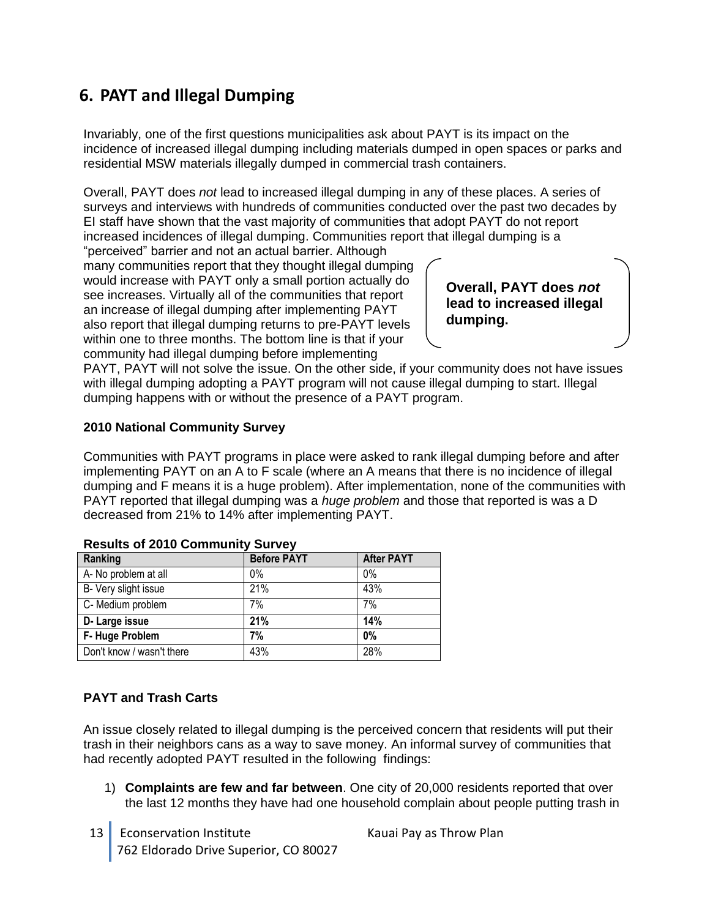## 6. PAYT and Illegal Dumping

Invariably, one of the first questions municipalities ask about PAYT is its impact on the incidence of increased illegal dumping including materials dumped in open spaces or parks and residential MSW materials illegally dumped in commercial trash containers.

Overall, PAYT does *not* lead to increased illegal dumping in any of these places. A series of surveys and interviews with hundreds of communities conducted over the past two decades by EI staff have shown that the vast majority of communities that adopt PAYT do not report increased incidences of illegal dumping. Communities report that illegal dumping is a "perceived" barrier and not an actual barrier. Although many communities report that they thought illegal dumping would increase with PAYT only a small portion actually do see increases. Virtually all of the communities that report an increase of illegal dumping after implementing PAYT also report that illegal dumping returns to pre-PAYT levels within one to three months. The bottom line is that if your community had illegal dumping before implementing PAYT, PAYT will not solve the issue. On the other side, if your community does not have issues with illegal dumping adopting a PAYT program will not cause illegal dumping to start. Illegal dumping happens with or without the presence of a PAYT program.

> **Overall, PAYT does *not* lead to increased illegal dumping.**

**2010 National Community Survey**

Communities with PAYT programs in place were asked to rank illegal dumping before and after implementing PAYT on an A to F scale (where an A means that there is no incidence of illegal dumping and F means it is a huge problem). After implementation, none of the communities with PAYT reported that illegal dumping was a *huge problem* and those that reported is was a D decreased from 21% to 14% after implementing PAYT.

**Results of 2010 Community Survey**

| Ranking | Before PAYT | After PAYT |
|---|---|---|
| A- No problem at all | 0% | 0% |
| B- Very slight issue | 21% | 43% |
| C- Medium problem | 7% | 7% |
| **D- Large issue** | **21%** | **14%** |
| **F- Huge Problem** | **7%** | **0%** |
| Don't know / wasn't there | 43% | 28% |

**PAYT and Trash Carts**

An issue closely related to illegal dumping is the perceived concern that residents will put their trash in their neighbors cans as a way to save money. An informal survey of communities that had recently adopted PAYT resulted in the following findings:

1) **Complaints are few and far between**. One city of 20,000 residents reported that over the last 12 months they have had one household complain about people putting trash in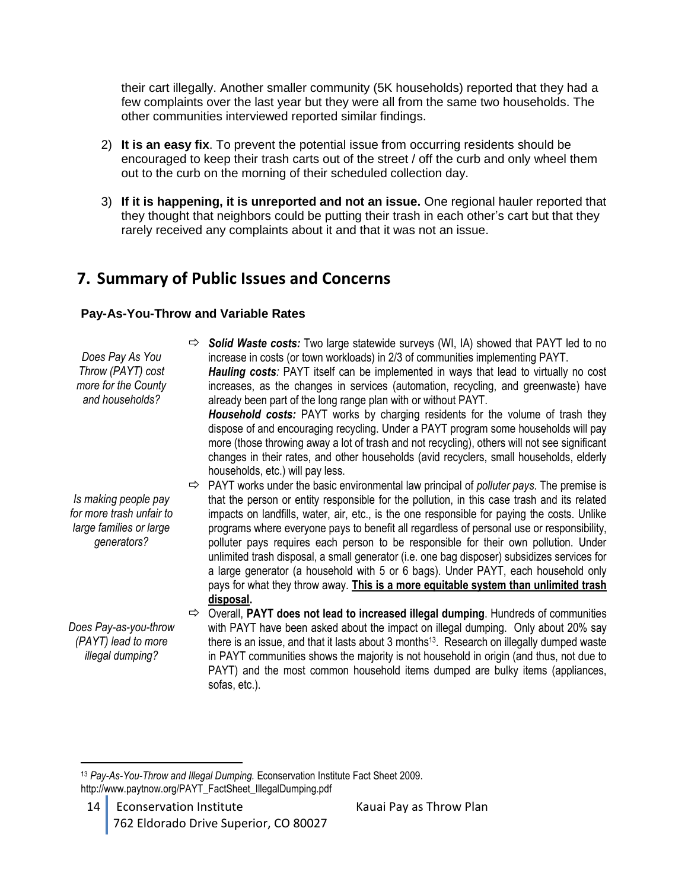their cart illegally. Another smaller community (5K households) reported that they had a few complaints over the last year but they were all from the same two households. The other communities interviewed reported similar findings.

2) **It is an easy fix**. To prevent the potential issue from occurring residents should be encouraged to keep their trash carts out of the street / off the curb and only wheel them out to the curb on the morning of their scheduled collection day.

3) **If it is happening, it is unreported and not an issue.** One regional hauler reported that they thought that neighbors could be putting their trash in each other's cart but that they rarely received any complaints about it and that it was not an issue.

## 7. Summary of Public Issues and Concerns

### Pay-As-You-Throw and Variable Rates

*Does Pay As You Throw (PAYT) cost more for the County and households?*

⇨ ***Solid Waste costs:*** Two large statewide surveys (WI, IA) showed that PAYT led to no increase in costs (or town workloads) in 2/3 of communities implementing PAYT.
***Hauling costs****:* PAYT itself can be implemented in ways that lead to virtually no cost increases, as the changes in services (automation, recycling, and greenwaste) have already been part of the long range plan with or without PAYT.
***Household costs:*** PAYT works by charging residents for the volume of trash they dispose of and encouraging recycling. Under a PAYT program some households will pay more (those throwing away a lot of trash and not recycling), others will not see significant changes in their rates, and other households (avid recyclers, small households, elderly households, etc.) will pay less.

*Is making people pay for more trash unfair to large families or large generators?*

⇨ PAYT works under the basic environmental law principal of *polluter pays*. The premise is that the person or entity responsible for the pollution, in this case trash and its related impacts on landfills, water, air, etc., is the one responsible for paying the costs. Unlike programs where everyone pays to benefit all regardless of personal use or responsibility, polluter pays requires each person to be responsible for their own pollution. Under unlimited trash disposal, a small generator (i.e. one bag disposer) subsidizes services for a large generator (a household with 5 or 6 bags). Under PAYT, each household only pays for what they throw away. **This is a more equitable system than unlimited trash disposal.**

*Does Pay-as-you-throw (PAYT) lead to more illegal dumping?*

⇨ Overall, **PAYT does not lead to increased illegal dumping**. Hundreds of communities with PAYT have been asked about the impact on illegal dumping. Only about 20% say there is an issue, and that it lasts about 3 months[13]. Research on illegally dumped waste in PAYT communities shows the majority is not household in origin (and thus, not due to PAYT) and the most common household items dumped are bulky items (appliances, sofas, etc.).

[13] *Pay-As-You-Throw and Illegal Dumping.* Econservation Institute Fact Sheet 2009. http://www.paytnow.org/PAYT_FactSheet_IllegalDumping.pdf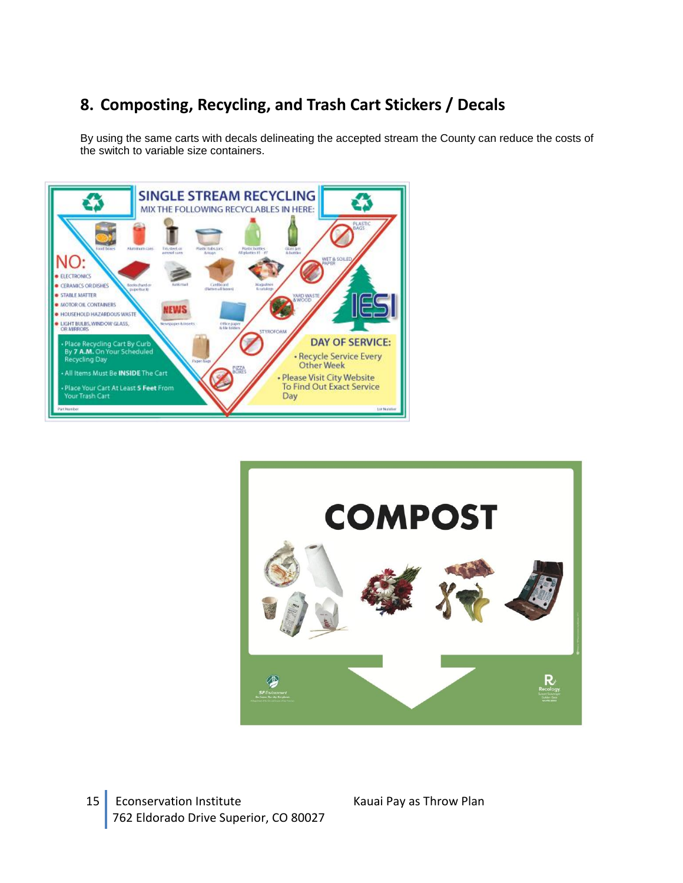## 8. Composting, Recycling, and Trash Cart Stickers / Decals

By using the same carts with decals delineating the accepted stream the County can reduce the costs of the switch to variable size containers.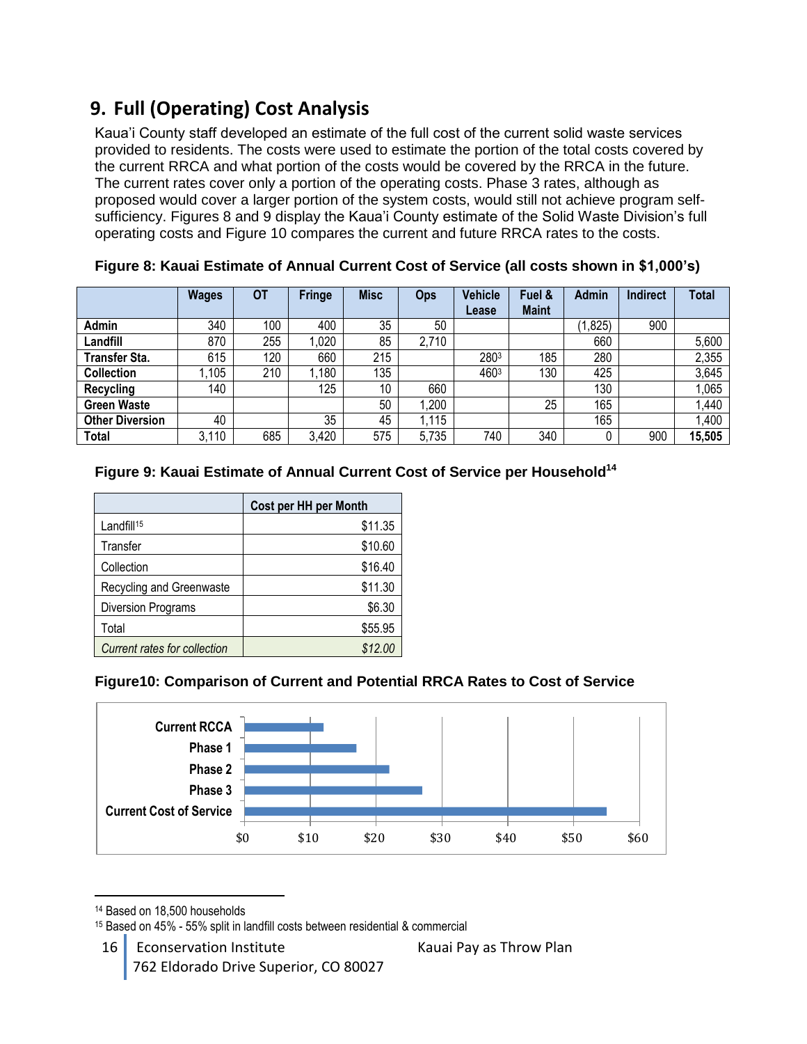## 9. Full (Operating) Cost Analysis

Kaua'i County staff developed an estimate of the full cost of the current solid waste services provided to residents. The costs were used to estimate the portion of the total costs covered by the current RRCA and what portion of the costs would be covered by the RRCA in the future. The current rates cover only a portion of the operating costs. Phase 3 rates, although as proposed would cover a larger portion of the system costs, would still not achieve program self-sufficiency. Figures 8 and 9 display the Kaua'i County estimate of the Solid Waste Division's full operating costs and Figure 10 compares the current and future RRCA rates to the costs.

**Figure 8: Kauai Estimate of Annual Current Cost of Service (all costs shown in $1,000's)**

| | Wages | OT | Fringe | Misc | Ops | Vehicle Lease | Fuel & Maint | Admin | Indirect | Total |
|---|---|---|---|---|---|---|---|---|---|---|
| **Admin** | 340 | 100 | 400 | 35 | 50 | | | (1,825) | 900 | |
| **Landfill** | 870 | 255 | 1,020 | 85 | 2,710 | | | 660 | | 5,600 |
| **Transfer Sta.** | 615 | 120 | 660 | 215 | | 280[3] | 185 | 280 | | 2,355 |
| **Collection** | 1,105 | 210 | 1,180 | 135 | | 460[3] | 130 | 425 | | 3,645 |
| **Recycling** | 140 | | 125 | 10 | 660 | | | 130 | | 1,065 |
| **Green Waste** | | | | 50 | 1,200 | | 25 | 165 | | 1,440 |
| **Other Diversion** | 40 | | 35 | 45 | 1,115 | | | 165 | | 1,400 |
| **Total** | 3,110 | 685 | 3,420 | 575 | 5,735 | 740 | 340 | 0 | 900 | **15,505** |

**Figure 9: Kauai Estimate of Annual Current Cost of Service per Household[14]**

| | Cost per HH per Month |
|---|---|
| Landfill[15] | $11.35 |
| Transfer | $10.60 |
| Collection | $16.40 |
| Recycling and Greenwaste | $11.30 |
| Diversion Programs | $6.30 |
| Total | $55.95 |
| *Current rates for collection* | *$12.00* |

**Figure10: Comparison of Current and Potential RRCA Rates to Cost of Service**

Current RCCA
Phase 1
Phase 2
Phase 3
Current Cost of Service
$0 $10 $20 $30 $40 $50 $60

[14] Based on 18,500 households

[15] Based on 45% - 55% split in landfill costs between residential & commercial